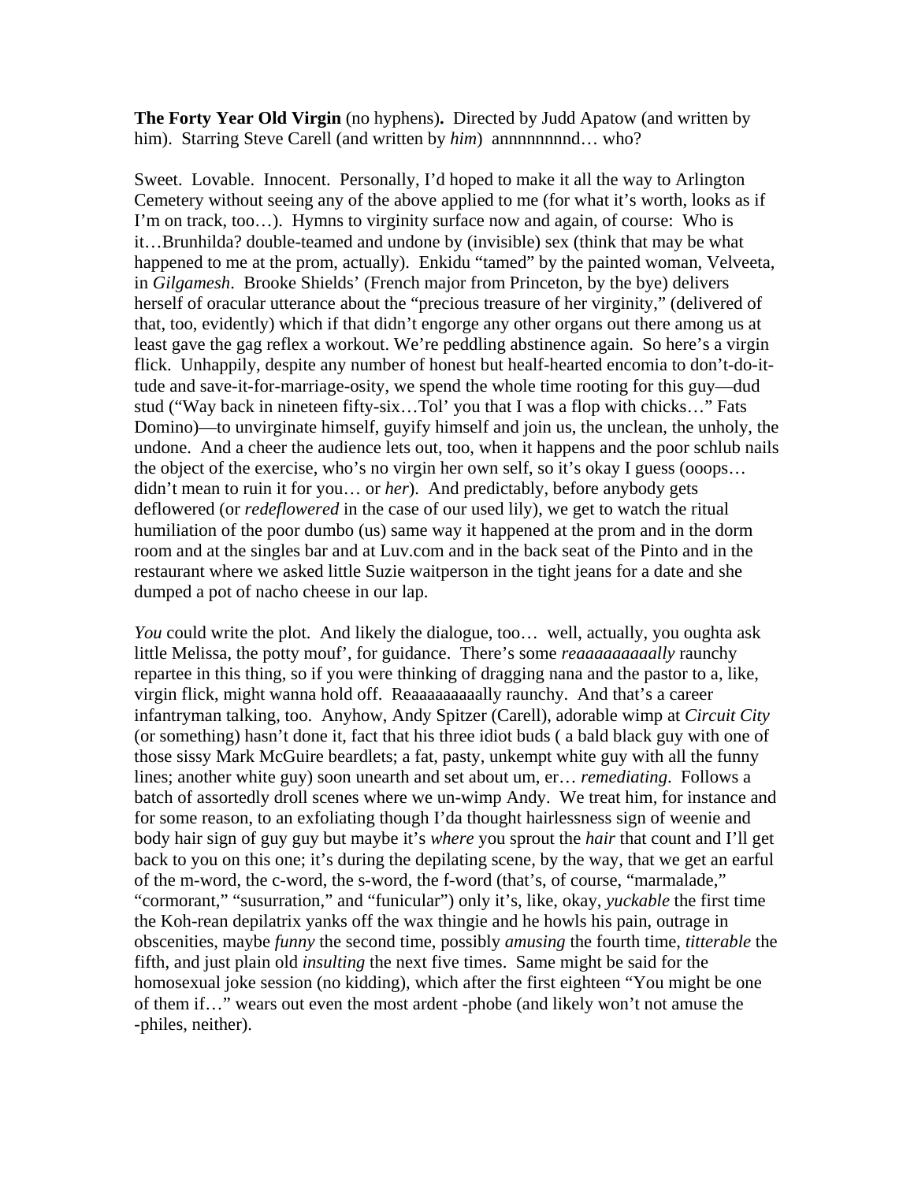**The Forty Year Old Virgin** (no hyphens)**.** Directed by Judd Apatow (and written by him). Starring Steve Carell (and written by *him*) annnnnnnnd… who?

Sweet. Lovable. Innocent. Personally, I'd hoped to make it all the way to Arlington Cemetery without seeing any of the above applied to me (for what it's worth, looks as if I'm on track, too…). Hymns to virginity surface now and again, of course: Who is it…Brunhilda? double-teamed and undone by (invisible) sex (think that may be what happened to me at the prom, actually). Enkidu "tamed" by the painted woman, Velveeta, in *Gilgamesh*. Brooke Shields' (French major from Princeton, by the bye) delivers herself of oracular utterance about the "precious treasure of her virginity," (delivered of that, too, evidently) which if that didn't engorge any other organs out there among us at least gave the gag reflex a workout. We're peddling abstinence again. So here's a virgin flick. Unhappily, despite any number of honest but healf-hearted encomia to don't-do-it-tude and save-it-for-marriage-osity, we spend the whole time rooting for this guy—dud stud ("Way back in nineteen fifty-six…Tol' you that I was a flop with chicks…" Fats Domino)—to unvirginate himself, guyify himself and join us, the unclean, the unholy, the undone. And a cheer the audience lets out, too, when it happens and the poor schlub nails the object of the exercise, who's no virgin her own self, so it's okay I guess (ooops… didn't mean to ruin it for you… or *her*). And predictably, before anybody gets deflowered (or *redeflowered* in the case of our used lily), we get to watch the ritual humiliation of the poor dumbo (us) same way it happened at the prom and in the dorm room and at the singles bar and at Luv.com and in the back seat of the Pinto and in the restaurant where we asked little Suzie waitperson in the tight jeans for a date and she dumped a pot of nacho cheese in our lap.

*You* could write the plot. And likely the dialogue, too… well, actually, you oughta ask little Melissa, the potty mouf', for guidance. There's some *reaaaaaaaaally* raunchy repartee in this thing, so if you were thinking of dragging nana and the pastor to a, like, virgin flick, might wanna hold off. Reaaaaaaaaally raunchy. And that's a career infantryman talking, too. Anyhow, Andy Spitzer (Carell), adorable wimp at *Circuit City* (or something) hasn't done it, fact that his three idiot buds ( a bald black guy with one of those sissy Mark McGuire beardlets; a fat, pasty, unkempt white guy with all the funny lines; another white guy) soon unearth and set about um, er… *remediating*. Follows a batch of assortedly droll scenes where we un-wimp Andy. We treat him, for instance and for some reason, to an exfoliating though I'da thought hairlessness sign of weenie and body hair sign of guy guy but maybe it's *where* you sprout the *hair* that count and I'll get back to you on this one; it's during the depilating scene, by the way, that we get an earful of the m-word, the c-word, the s-word, the f-word (that's, of course, "marmalade," "cormorant," "susurration," and "funicular") only it's, like, okay, *yuckable* the first time the Koh-rean depilatrix yanks off the wax thingie and he howls his pain, outrage in obscenities, maybe *funny* the second time, possibly *amusing* the fourth time, *titterable* the fifth, and just plain old *insulting* the next five times. Same might be said for the homosexual joke session (no kidding), which after the first eighteen "You might be one of them if…" wears out even the most ardent -phobe (and likely won't not amuse the -philes, neither).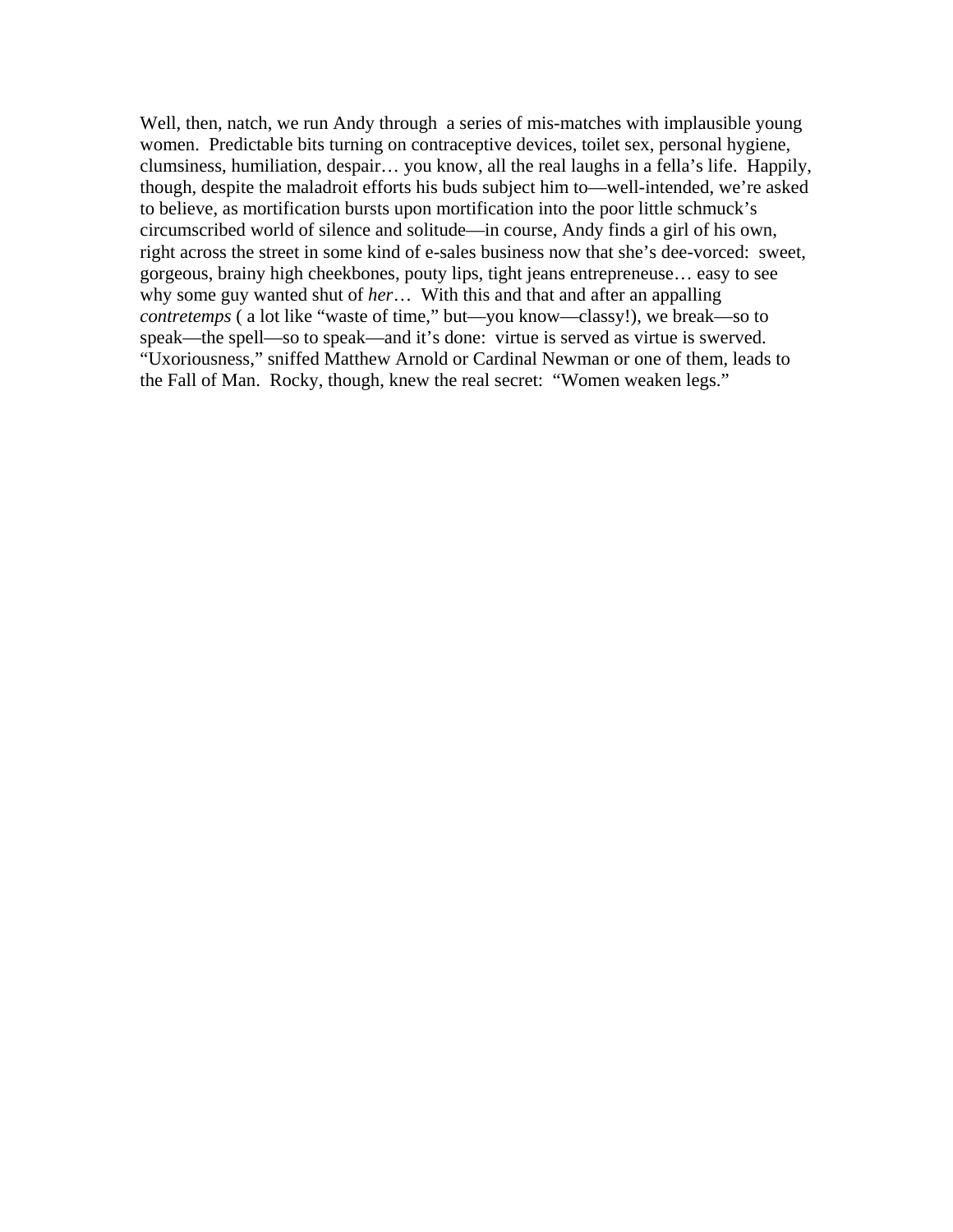Well, then, natch, we run Andy through a series of mis-matches with implausible young women. Predictable bits turning on contraceptive devices, toilet sex, personal hygiene, clumsiness, humiliation, despair… you know, all the real laughs in a fella's life. Happily, though, despite the maladroit efforts his buds subject him to—well-intended, we're asked to believe, as mortification bursts upon mortification into the poor little schmuck's circumscribed world of silence and solitude—in course, Andy finds a girl of his own, right across the street in some kind of e-sales business now that she's dee-vorced: sweet, gorgeous, brainy high cheekbones, pouty lips, tight jeans entrepreneuse… easy to see why some guy wanted shut of *her*… With this and that and after an appalling *contretemps* ( a lot like "waste of time," but—you know—classy!), we break—so to speak—the spell—so to speak—and it's done: virtue is served as virtue is swerved. "Uxoriousness," sniffed Matthew Arnold or Cardinal Newman or one of them, leads to the Fall of Man. Rocky, though, knew the real secret: "Women weaken legs."